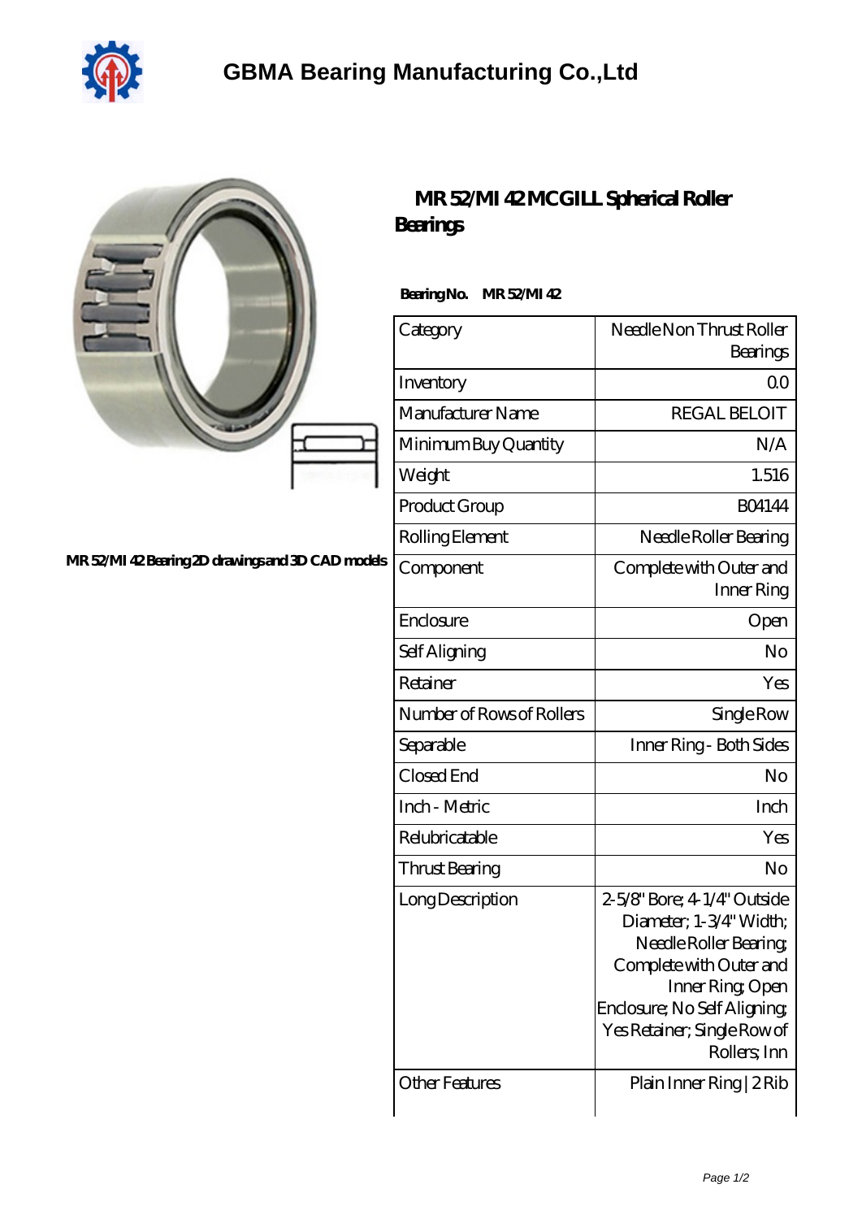# GBMA Bearing Manufacturing Co.,Ltd

MR 52/MI 42 Bearing 2D drawings and 3D CAD models

## MR 52/MI 42 MCGILL Spherical Roller Bearings

**Bearing No.** MR 52/MI 42

| Category | Needle Non Thrust Roller Bearings |
|---|---|
| Inventory | 0.0 |
| Manufacturer Name | REGAL BELOIT |
| Minimum Buy Quantity | N/A |
| Weight | 1.516 |
| Product Group | B04144 |
| Rolling Element | Needle Roller Bearing |
| Component | Complete with Outer and Inner Ring |
| Enclosure | Open |
| Self Aligning | No |
| Retainer | Yes |
| Number of Rows of Rollers | Single Row |
| Separable | Inner Ring - Both Sides |
| Closed End | No |
| Inch - Metric | Inch |
| Relubricatable | Yes |
| Thrust Bearing | No |
| Long Description | 2-5/8" Bore; 4-1/4" Outside Diameter; 1-3/4" Width; Needle Roller Bearing; Complete with Outer and Inner Ring; Open Enclosure; No Self Aligning; Yes Retainer; Single Row of Rollers; Inn |
| Other Features | Plain Inner Ring \| 2 Rib |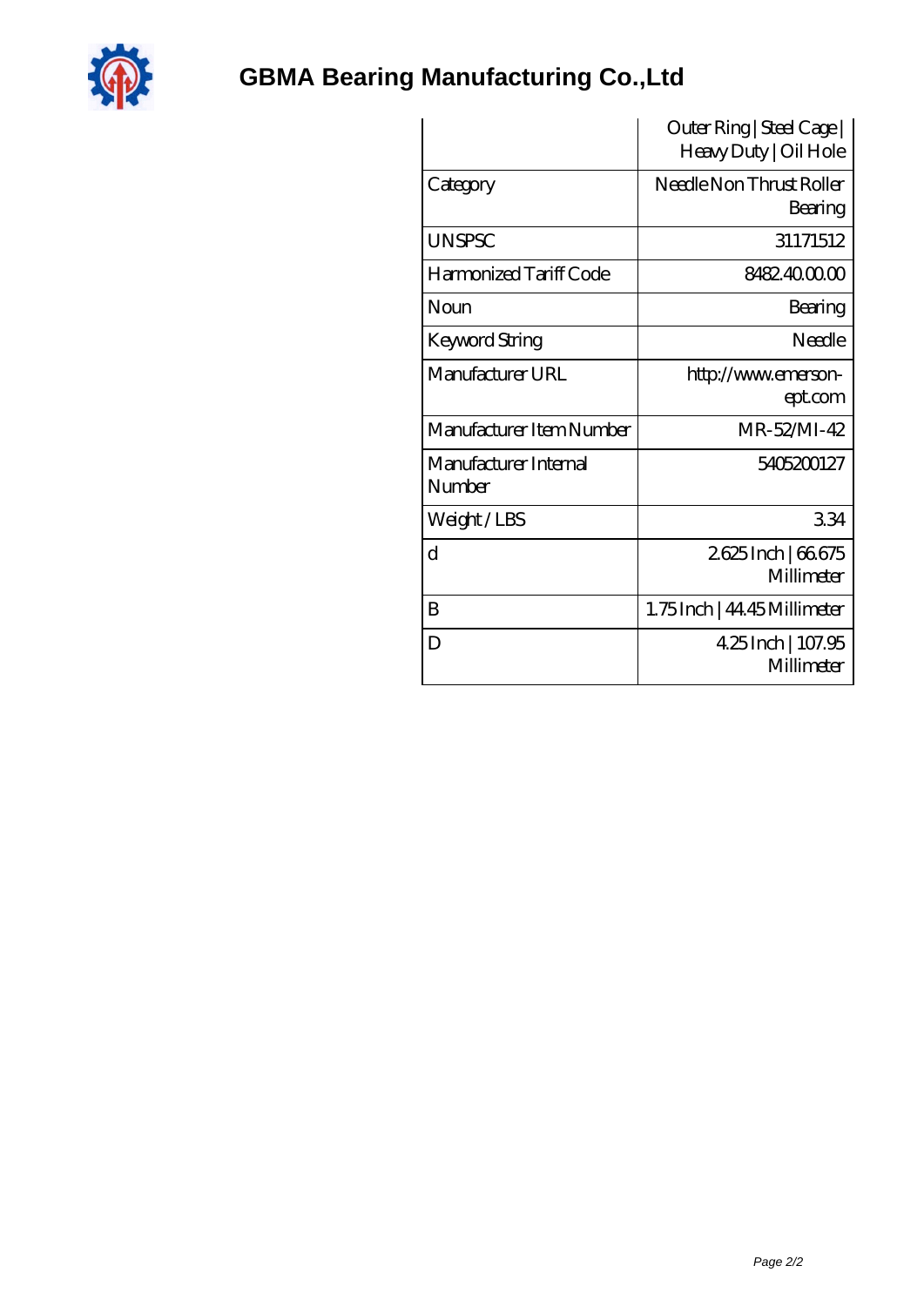# GBMA Bearing Manufacturing Co.,Ltd

| | |
|---|---|
| | Outer Ring \| Steel Cage \| Heavy Duty \| Oil Hole |
| Category | Needle Non Thrust Roller Bearing |
| UNSPSC | 31171512 |
| Harmonized Tariff Code | 8482.40.00.00 |
| Noun | Bearing |
| Keyword String | Needle |
| Manufacturer URL | http://www.emerson-ept.com |
| Manufacturer Item Number | MR-52/MI-42 |
| Manufacturer Internal Number | 5405200127 |
| Weight / LBS | 3.34 |
| d | 2.625 Inch \| 66.675 Millimeter |
| B | 1.75 Inch \| 44.45 Millimeter |
| D | 4.25 Inch \| 107.95 Millimeter |